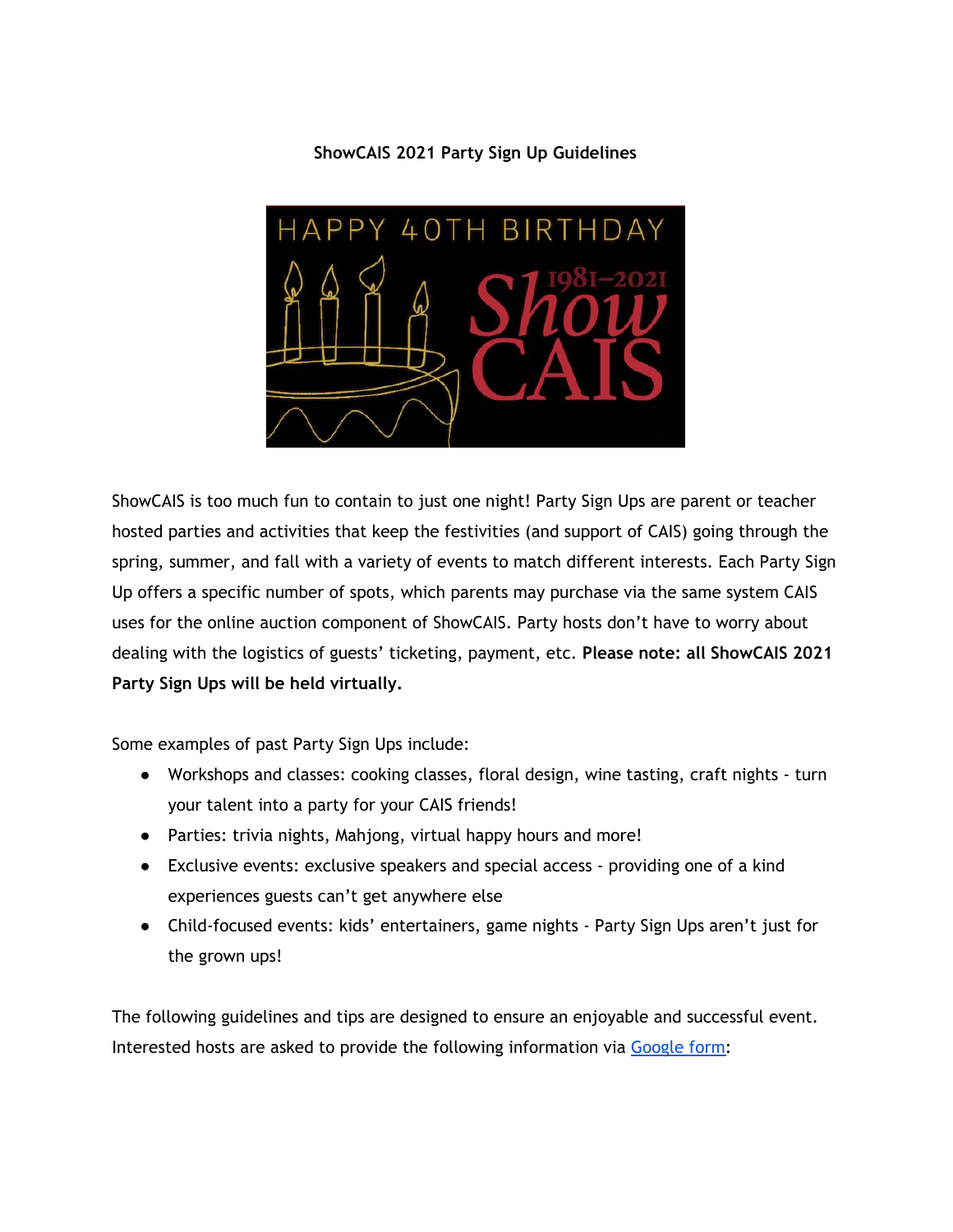**ShowCAIS 2021 Party Sign Up Guidelines**

ShowCAIS is too much fun to contain to just one night! Party Sign Ups are parent or teacher hosted parties and activities that keep the festivities (and support of CAIS) going through the spring, summer, and fall with a variety of events to match different interests. Each Party Sign Up offers a specific number of spots, which parents may purchase via the same system CAIS uses for the online auction component of ShowCAIS. Party hosts don't have to worry about dealing with the logistics of guests' ticketing, payment, etc. **Please note: all ShowCAIS 2021 Party Sign Ups will be held virtually.**

Some examples of past Party Sign Ups include:

- Workshops and classes: cooking classes, floral design, wine tasting, craft nights - turn your talent into a party for your CAIS friends!
- Parties: trivia nights, Mahjong, virtual happy hours and more!
- Exclusive events: exclusive speakers and special access - providing one of a kind experiences guests can't get anywhere else
- Child-focused events: kids' entertainers, game nights - Party Sign Ups aren't just for the grown ups!

The following guidelines and tips are designed to ensure an enjoyable and successful event. Interested hosts are asked to provide the following information via Google form: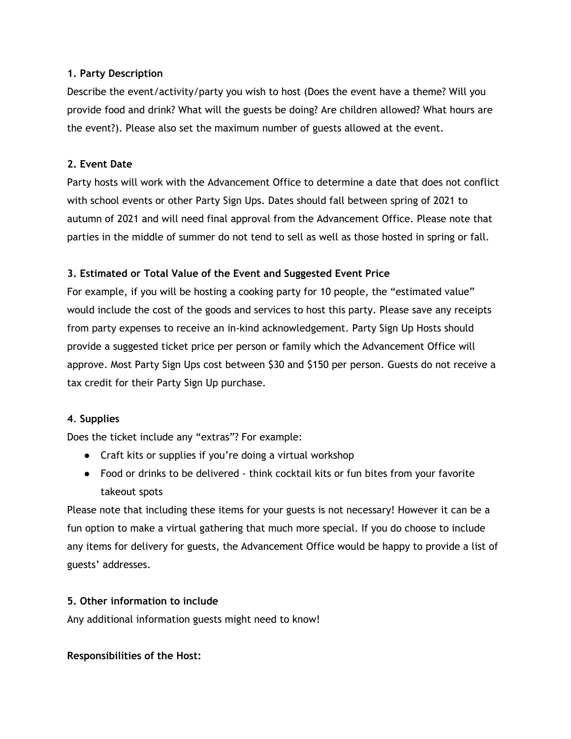**1. Party Description**

Describe the event/activity/party you wish to host (Does the event have a theme? Will you provide food and drink? What will the guests be doing? Are children allowed? What hours are the event?). Please also set the maximum number of guests allowed at the event.

**2. Event Date**

Party hosts will work with the Advancement Office to determine a date that does not conflict with school events or other Party Sign Ups. Dates should fall between spring of 2021 to autumn of 2021 and will need final approval from the Advancement Office. Please note that parties in the middle of summer do not tend to sell as well as those hosted in spring or fall.

**3. Estimated or Total Value of the Event and Suggested Event Price**

For example, if you will be hosting a cooking party for 10 people, the "estimated value" would include the cost of the goods and services to host this party. Please save any receipts from party expenses to receive an in-kind acknowledgement. Party Sign Up Hosts should provide a suggested ticket price per person or family which the Advancement Office will approve. Most Party Sign Ups cost between $30 and $150 per person. Guests do not receive a tax credit for their Party Sign Up purchase.

**4. Supplies**

Does the ticket include any "extras"? For example:

- Craft kits or supplies if you're doing a virtual workshop
- Food or drinks to be delivered - think cocktail kits or fun bites from your favorite takeout spots

Please note that including these items for your guests is not necessary! However it can be a fun option to make a virtual gathering that much more special. If you do choose to include any items for delivery for guests, the Advancement Office would be happy to provide a list of guests' addresses.

**5. Other information to include**

Any additional information guests might need to know!

**Responsibilities of the Host:**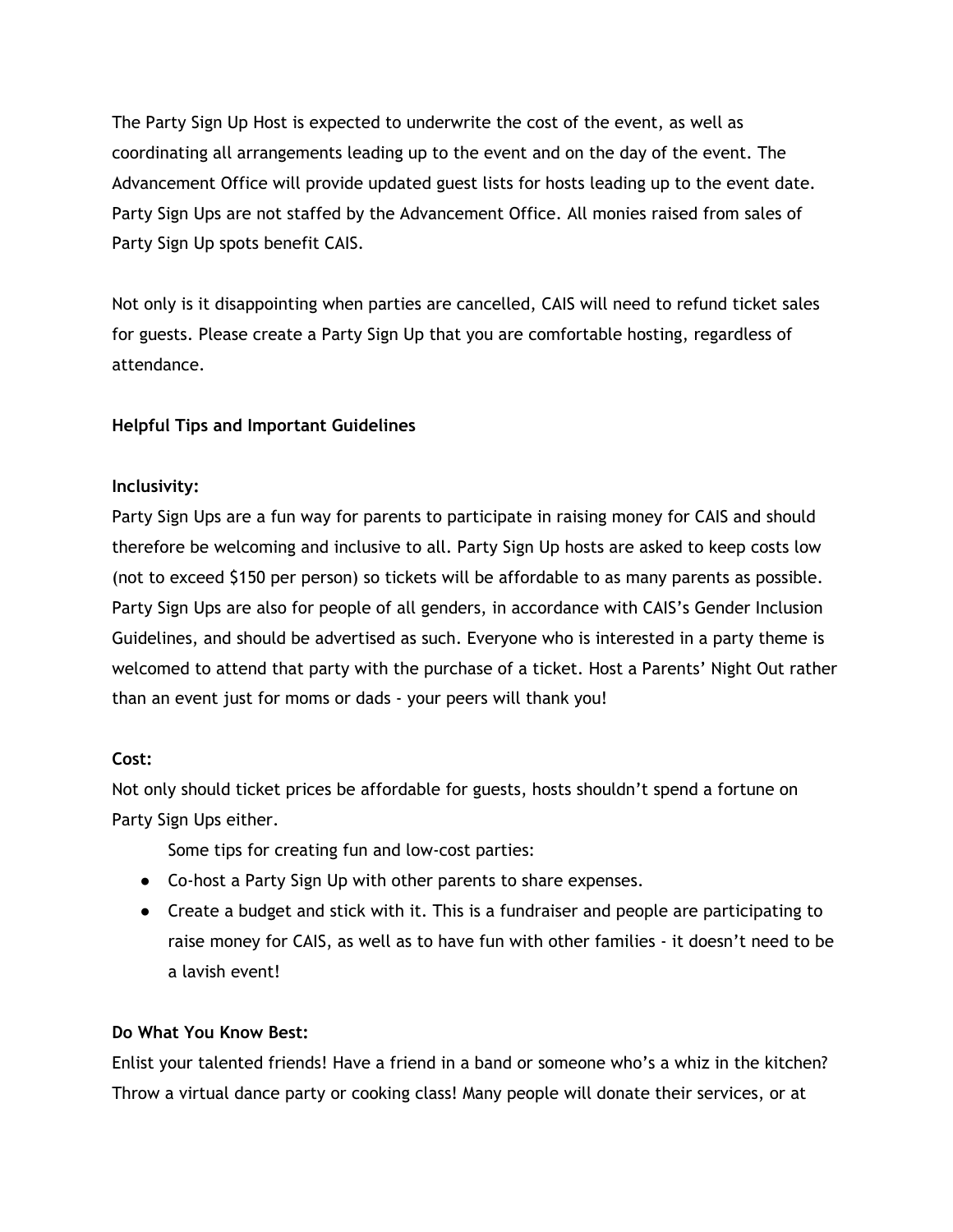The Party Sign Up Host is expected to underwrite the cost of the event, as well as coordinating all arrangements leading up to the event and on the day of the event. The Advancement Office will provide updated guest lists for hosts leading up to the event date. Party Sign Ups are not staffed by the Advancement Office. All monies raised from sales of Party Sign Up spots benefit CAIS.

Not only is it disappointing when parties are cancelled, CAIS will need to refund ticket sales for guests. Please create a Party Sign Up that you are comfortable hosting, regardless of attendance.

**Helpful Tips and Important Guidelines**

**Inclusivity:**

Party Sign Ups are a fun way for parents to participate in raising money for CAIS and should therefore be welcoming and inclusive to all. Party Sign Up hosts are asked to keep costs low (not to exceed $150 per person) so tickets will be affordable to as many parents as possible. Party Sign Ups are also for people of all genders, in accordance with CAIS's Gender Inclusion Guidelines, and should be advertised as such. Everyone who is interested in a party theme is welcomed to attend that party with the purchase of a ticket. Host a Parents' Night Out rather than an event just for moms or dads - your peers will thank you!

**Cost:**

Not only should ticket prices be affordable for guests, hosts shouldn't spend a fortune on Party Sign Ups either.

Some tips for creating fun and low-cost parties:

- Co-host a Party Sign Up with other parents to share expenses.
- Create a budget and stick with it. This is a fundraiser and people are participating to raise money for CAIS, as well as to have fun with other families - it doesn't need to be a lavish event!

**Do What You Know Best:**

Enlist your talented friends! Have a friend in a band or someone who's a whiz in the kitchen? Throw a virtual dance party or cooking class! Many people will donate their services, or at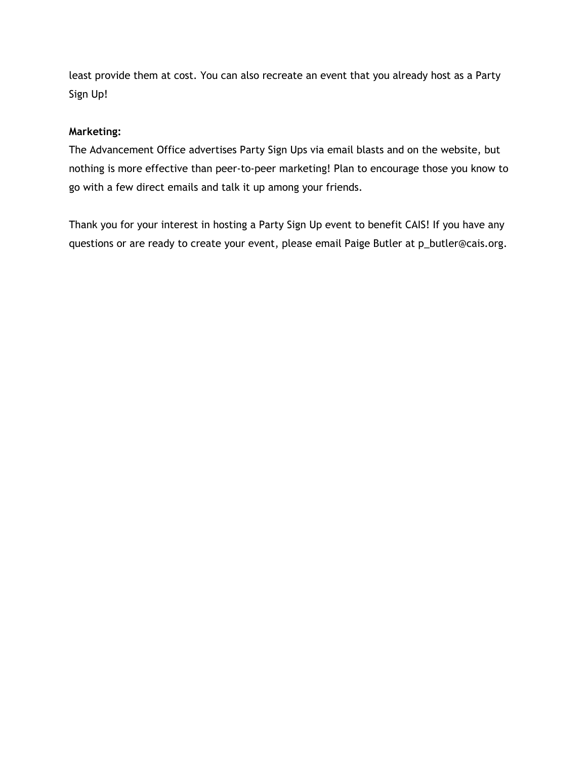least provide them at cost. You can also recreate an event that you already host as a Party Sign Up!

**Marketing:**

The Advancement Office advertises Party Sign Ups via email blasts and on the website, but nothing is more effective than peer-to-peer marketing! Plan to encourage those you know to go with a few direct emails and talk it up among your friends.

Thank you for your interest in hosting a Party Sign Up event to benefit CAIS! If you have any questions or are ready to create your event, please email Paige Butler at p_butler@cais.org.